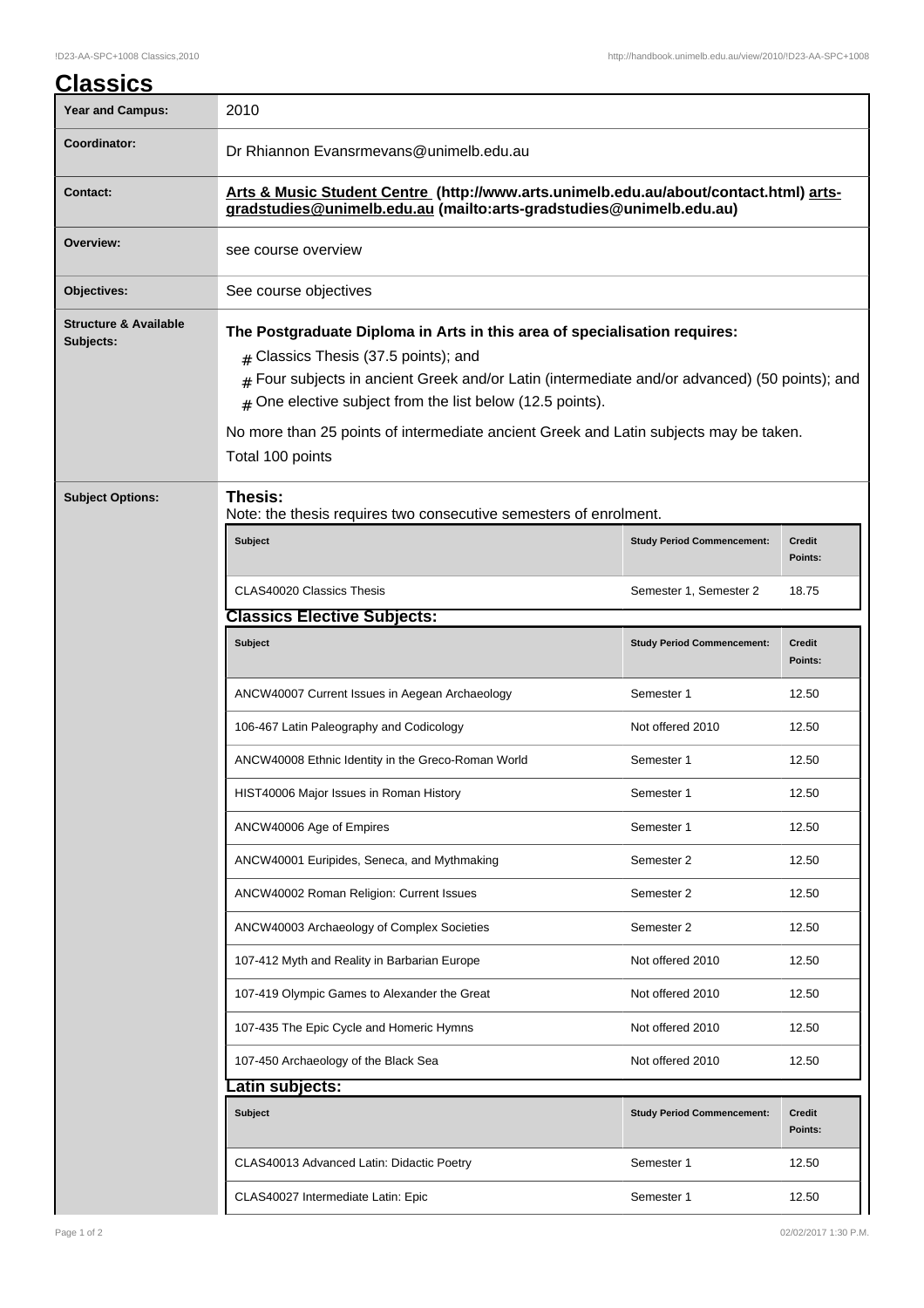# Classics

| Year and Campus: | 2010 |
|---|---|
| Coordinator: | Dr Rhiannon Evansrmevans@unimelb.edu.au |
| Contact: | **Arts & Music Student Centre (http://www.arts.unimelb.edu.au/about/contact.html) arts-gradstudies@unimelb.edu.au (mailto:arts-gradstudies@unimelb.edu.au)** |
| Overview: | see course overview |
| Objectives: | See course objectives |
| Structure & Available Subjects: | **The Postgraduate Diploma in Arts in this area of specialisation requires:** <br> # Classics Thesis (37.5 points); and <br> # Four subjects in ancient Greek and/or Latin (intermediate and/or advanced) (50 points); and <br> # One elective subject from the list below (12.5 points). <br><br> No more than 25 points of intermediate ancient Greek and Latin subjects may be taken. <br><br> Total 100 points |

## Subject Options:

### Thesis:

Note: the thesis requires two consecutive semesters of enrolment.

| Subject | Study Period Commencement: | Credit Points: |
|---|---|---|
| CLAS40020 Classics Thesis | Semester 1, Semester 2 | 18.75 |

### Classics Elective Subjects:

| Subject | Study Period Commencement: | Credit Points: |
|---|---|---|
| ANCW40007 Current Issues in Aegean Archaeology | Semester 1 | 12.50 |
| 106-467 Latin Paleography and Codicology | Not offered 2010 | 12.50 |
| ANCW40008 Ethnic Identity in the Greco-Roman World | Semester 1 | 12.50 |
| HIST40006 Major Issues in Roman History | Semester 1 | 12.50 |
| ANCW40006 Age of Empires | Semester 1 | 12.50 |
| ANCW40001 Euripides, Seneca, and Mythmaking | Semester 2 | 12.50 |
| ANCW40002 Roman Religion: Current Issues | Semester 2 | 12.50 |
| ANCW40003 Archaeology of Complex Societies | Semester 2 | 12.50 |
| 107-412 Myth and Reality in Barbarian Europe | Not offered 2010 | 12.50 |
| 107-419 Olympic Games to Alexander the Great | Not offered 2010 | 12.50 |
| 107-435 The Epic Cycle and Homeric Hymns | Not offered 2010 | 12.50 |
| 107-450 Archaeology of the Black Sea | Not offered 2010 | 12.50 |

### Latin subjects:

| Subject | Study Period Commencement: | Credit Points: |
|---|---|---|
| CLAS40013 Advanced Latin: Didactic Poetry | Semester 1 | 12.50 |
| CLAS40027 Intermediate Latin: Epic | Semester 1 | 12.50 |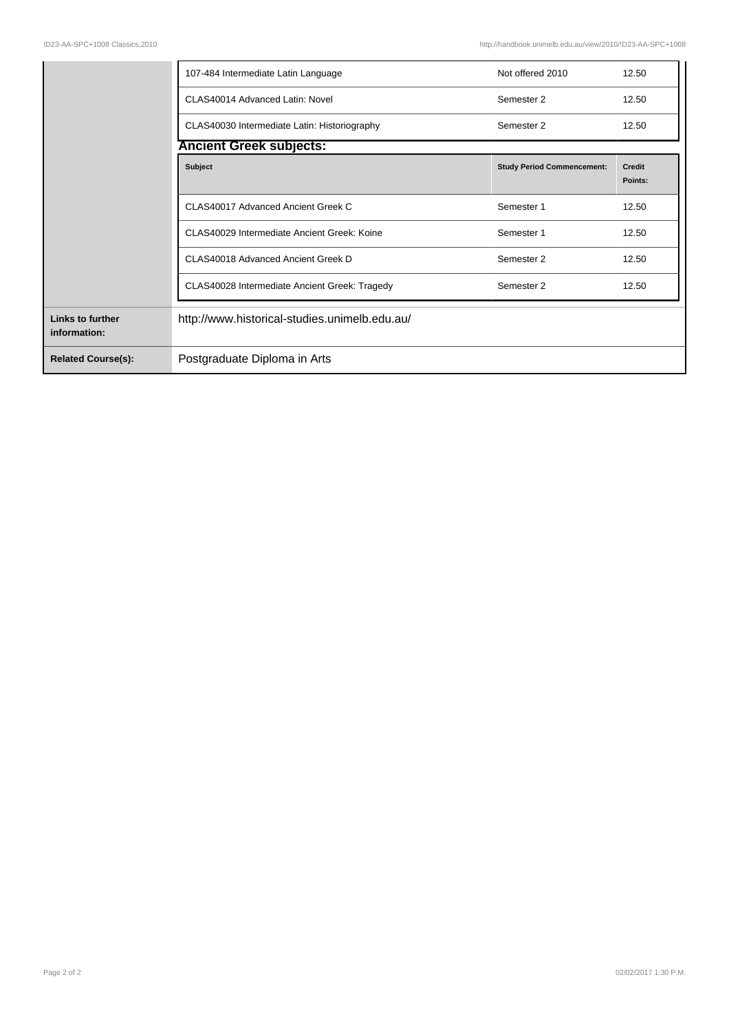| Subject | Study Period Commencement: | Credit Points: |
| --- | --- | --- |
| 107-484 Intermediate Latin Language | Not offered 2010 | 12.50 |
| CLAS40014 Advanced Latin: Novel | Semester 2 | 12.50 |
| CLAS40030 Intermediate Latin: Historiography | Semester 2 | 12.50 |

**Ancient Greek subjects:**

| Subject | Study Period Commencement: | Credit Points: |
| --- | --- | --- |
| CLAS40017 Advanced Ancient Greek C | Semester 1 | 12.50 |
| CLAS40029 Intermediate Ancient Greek: Koine | Semester 1 | 12.50 |
| CLAS40018 Advanced Ancient Greek D | Semester 2 | 12.50 |
| CLAS40028 Intermediate Ancient Greek: Tragedy | Semester 2 | 12.50 |

| | |
| --- | --- |
| **Links to further information:** | http://www.historical-studies.unimelb.edu.au/ |
| **Related Course(s):** | Postgraduate Diploma in Arts |